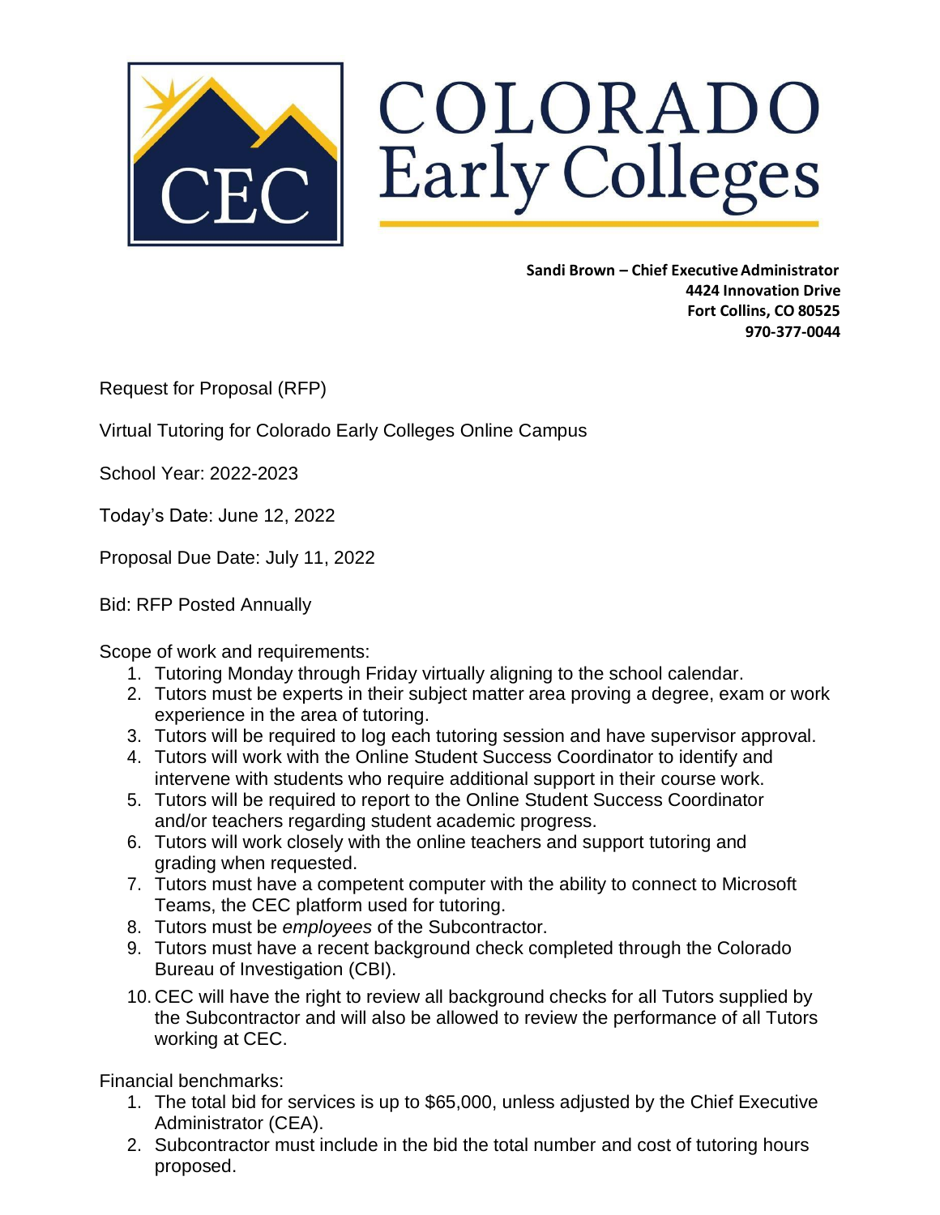# COLORADO Early Colleges

**Sandi Brown – Chief Executive Administrator**
**4424 Innovation Drive**
**Fort Collins, CO 80525**
**970-377-0044**

Request for Proposal (RFP)

Virtual Tutoring for Colorado Early Colleges Online Campus

School Year: 2022-2023

Today's Date: June 12, 2022

Proposal Due Date: July 11, 2022

Bid: RFP Posted Annually

Scope of work and requirements:

1. Tutoring Monday through Friday virtually aligning to the school calendar.
2. Tutors must be experts in their subject matter area proving a degree, exam or work experience in the area of tutoring.
3. Tutors will be required to log each tutoring session and have supervisor approval.
4. Tutors will work with the Online Student Success Coordinator to identify and intervene with students who require additional support in their course work.
5. Tutors will be required to report to the Online Student Success Coordinator and/or teachers regarding student academic progress.
6. Tutors will work closely with the online teachers and support tutoring and grading when requested.
7. Tutors must have a competent computer with the ability to connect to Microsoft Teams, the CEC platform used for tutoring.
8. Tutors must be *employees* of the Subcontractor.
9. Tutors must have a recent background check completed through the Colorado Bureau of Investigation (CBI).
10. CEC will have the right to review all background checks for all Tutors supplied by the Subcontractor and will also be allowed to review the performance of all Tutors working at CEC.

Financial benchmarks:

1. The total bid for services is up to $65,000, unless adjusted by the Chief Executive Administrator (CEA).
2. Subcontractor must include in the bid the total number and cost of tutoring hours proposed.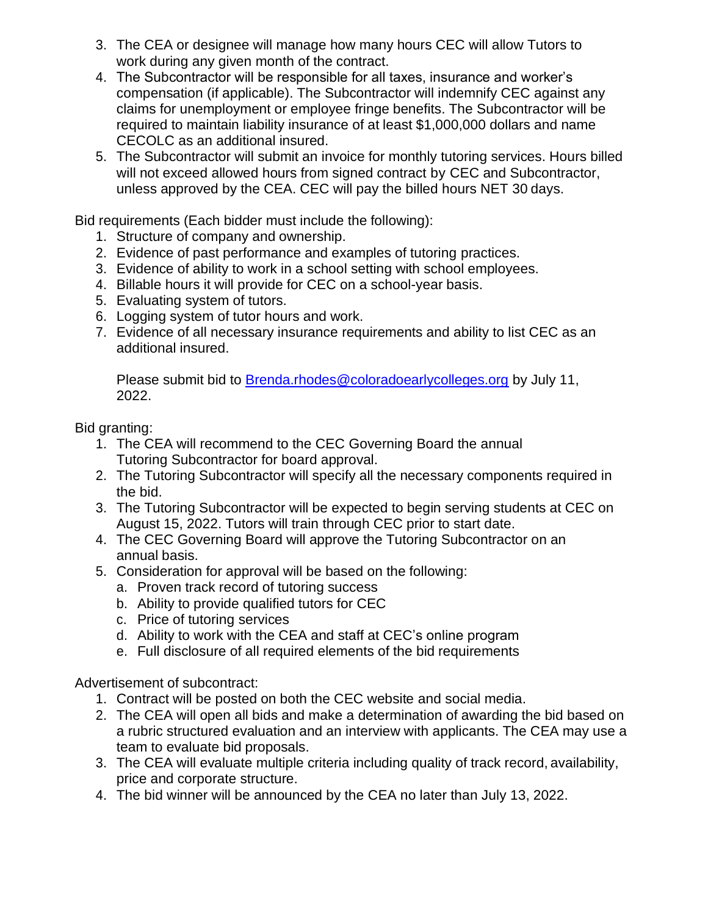3. The CEA or designee will manage how many hours CEC will allow Tutors to work during any given month of the contract.
4. The Subcontractor will be responsible for all taxes, insurance and worker's compensation (if applicable). The Subcontractor will indemnify CEC against any claims for unemployment or employee fringe benefits. The Subcontractor will be required to maintain liability insurance of at least $1,000,000 dollars and name CECOLC as an additional insured.
5. The Subcontractor will submit an invoice for monthly tutoring services. Hours billed will not exceed allowed hours from signed contract by CEC and Subcontractor, unless approved by the CEA. CEC will pay the billed hours NET 30 days.

Bid requirements (Each bidder must include the following):

1. Structure of company and ownership.
2. Evidence of past performance and examples of tutoring practices.
3. Evidence of ability to work in a school setting with school employees.
4. Billable hours it will provide for CEC on a school-year basis.
5. Evaluating system of tutors.
6. Logging system of tutor hours and work.
7. Evidence of all necessary insurance requirements and ability to list CEC as an additional insured.

   Please submit bid to Brenda.rhodes@coloradoearlycolleges.org by July 11, 2022.

Bid granting:

1. The CEA will recommend to the CEC Governing Board the annual Tutoring Subcontractor for board approval.
2. The Tutoring Subcontractor will specify all the necessary components required in the bid.
3. The Tutoring Subcontractor will be expected to begin serving students at CEC on August 15, 2022. Tutors will train through CEC prior to start date.
4. The CEC Governing Board will approve the Tutoring Subcontractor on an annual basis.
5. Consideration for approval will be based on the following:
   a. Proven track record of tutoring success
   b. Ability to provide qualified tutors for CEC
   c. Price of tutoring services
   d. Ability to work with the CEA and staff at CEC's online program
   e. Full disclosure of all required elements of the bid requirements

Advertisement of subcontract:

1. Contract will be posted on both the CEC website and social media.
2. The CEA will open all bids and make a determination of awarding the bid based on a rubric structured evaluation and an interview with applicants. The CEA may use a team to evaluate bid proposals.
3. The CEA will evaluate multiple criteria including quality of track record, availability, price and corporate structure.
4. The bid winner will be announced by the CEA no later than July 13, 2022.